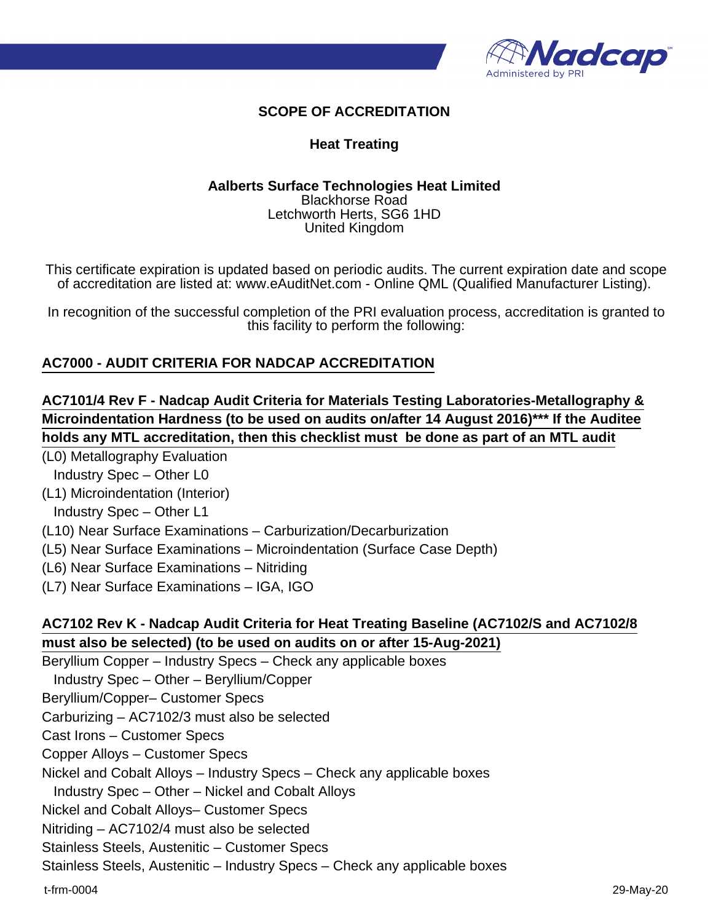## SCOPE OF ACCREDITATION

### Heat Treating

**Aalberts Surface Technologies Heat Limited**
Blackhorse Road
Letchworth Herts, SG6 1HD
United Kingdom

This certificate expiration is updated based on periodic audits. The current expiration date and scope of accreditation are listed at: www.eAuditNet.com - Online QML (Qualified Manufacturer Listing).

In recognition of the successful completion of the PRI evaluation process, accreditation is granted to this facility to perform the following:

**AC7000 - AUDIT CRITERIA FOR NADCAP ACCREDITATION**

**AC7101/4 Rev F - Nadcap Audit Criteria for Materials Testing Laboratories-Metallography & Microindentation Hardness (to be used on audits on/after 14 August 2016)*** If the Auditee holds any MTL accreditation, then this checklist must be done as part of an MTL audit**

(L0) Metallography Evaluation
  Industry Spec – Other L0
(L1) Microindentation (Interior)
  Industry Spec – Other L1
(L10) Near Surface Examinations – Carburization/Decarburization
(L5) Near Surface Examinations – Microindentation (Surface Case Depth)
(L6) Near Surface Examinations – Nitriding
(L7) Near Surface Examinations – IGA, IGO

**AC7102 Rev K - Nadcap Audit Criteria for Heat Treating Baseline (AC7102/S and AC7102/8 must also be selected) (to be used on audits on or after 15-Aug-2021)**

Beryllium Copper – Industry Specs – Check any applicable boxes
  Industry Spec – Other – Beryllium/Copper
Beryllium/Copper– Customer Specs
Carburizing – AC7102/3 must also be selected
Cast Irons – Customer Specs
Copper Alloys – Customer Specs
Nickel and Cobalt Alloys – Industry Specs – Check any applicable boxes
  Industry Spec – Other – Nickel and Cobalt Alloys
Nickel and Cobalt Alloys– Customer Specs
Nitriding – AC7102/4 must also be selected
Stainless Steels, Austenitic – Customer Specs
Stainless Steels, Austenitic – Industry Specs – Check any applicable boxes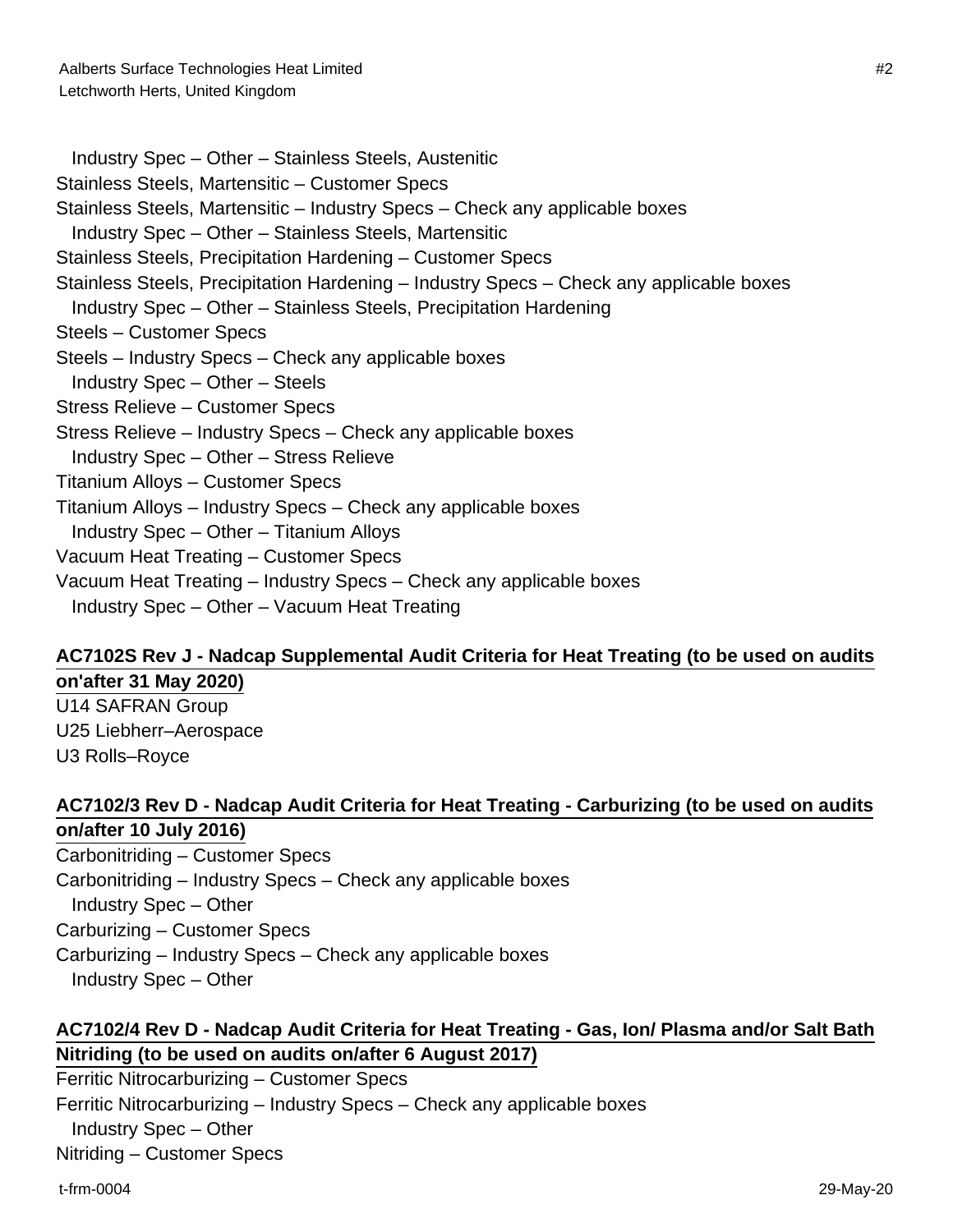Industry Spec – Other – Stainless Steels, Austenitic

Stainless Steels, Martensitic – Customer Specs

Stainless Steels, Martensitic – Industry Specs – Check any applicable boxes

  Industry Spec – Other – Stainless Steels, Martensitic

Stainless Steels, Precipitation Hardening – Customer Specs

Stainless Steels, Precipitation Hardening – Industry Specs – Check any applicable boxes

  Industry Spec – Other – Stainless Steels, Precipitation Hardening

Steels – Customer Specs

Steels – Industry Specs – Check any applicable boxes

  Industry Spec – Other – Steels

Stress Relieve – Customer Specs

Stress Relieve – Industry Specs – Check any applicable boxes

  Industry Spec – Other – Stress Relieve

Titanium Alloys – Customer Specs

Titanium Alloys – Industry Specs – Check any applicable boxes

  Industry Spec – Other – Titanium Alloys

Vacuum Heat Treating – Customer Specs

Vacuum Heat Treating – Industry Specs – Check any applicable boxes

  Industry Spec – Other – Vacuum Heat Treating

**AC7102S Rev J - Nadcap Supplemental Audit Criteria for Heat Treating (to be used on audits on'after 31 May 2020)**

U14 SAFRAN Group

U25 Liebherr–Aerospace

U3 Rolls–Royce

**AC7102/3 Rev D - Nadcap Audit Criteria for Heat Treating - Carburizing (to be used on audits on/after 10 July 2016)**

Carbonitriding – Customer Specs

Carbonitriding – Industry Specs – Check any applicable boxes

  Industry Spec – Other

Carburizing – Customer Specs

Carburizing – Industry Specs – Check any applicable boxes

  Industry Spec – Other

**AC7102/4 Rev D - Nadcap Audit Criteria for Heat Treating - Gas, Ion/ Plasma and/or Salt Bath Nitriding (to be used on audits on/after 6 August 2017)**

Ferritic Nitrocarburizing – Customer Specs

Ferritic Nitrocarburizing – Industry Specs – Check any applicable boxes

  Industry Spec – Other

Nitriding – Customer Specs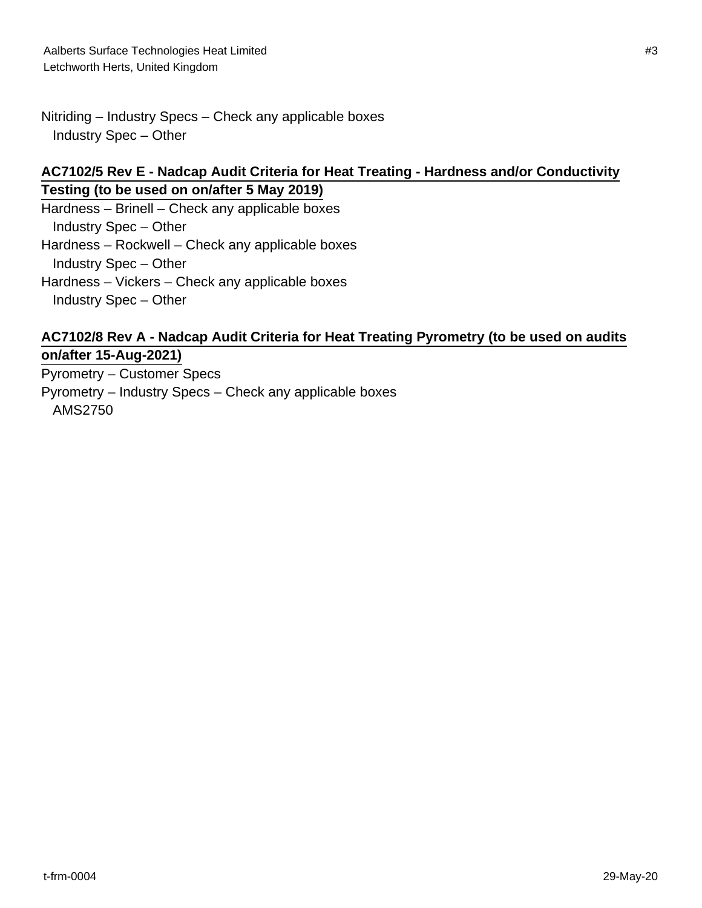Nitriding – Industry Specs – Check any applicable boxes
- Industry Spec – Other

**AC7102/5 Rev E - Nadcap Audit Criteria for Heat Treating - Hardness and/or Conductivity Testing (to be used on on/after 5 May 2019)**

Hardness – Brinell – Check any applicable boxes
- Industry Spec – Other

Hardness – Rockwell – Check any applicable boxes
- Industry Spec – Other

Hardness – Vickers – Check any applicable boxes
- Industry Spec – Other

**AC7102/8 Rev A - Nadcap Audit Criteria for Heat Treating Pyrometry (to be used on audits on/after 15-Aug-2021)**

Pyrometry – Customer Specs

Pyrometry – Industry Specs – Check any applicable boxes
- AMS2750